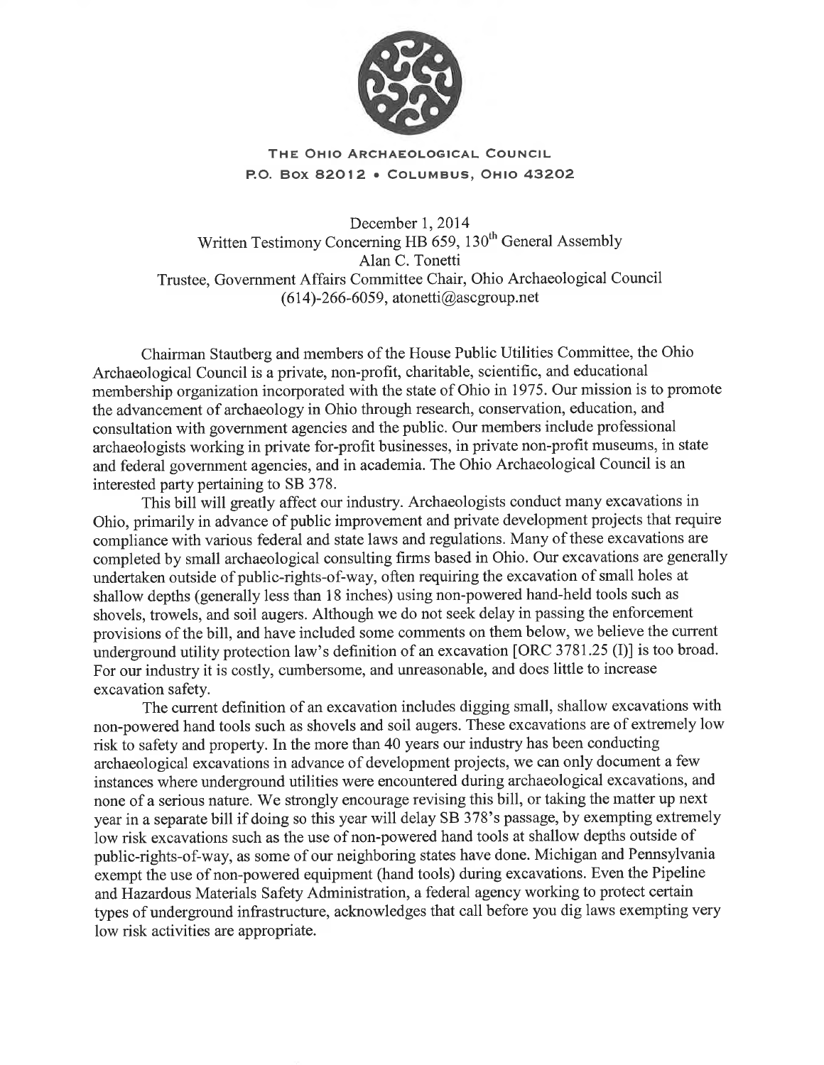**THE OHIO ARCHAEOLOGICAL COUNCIL**
**P.O. BOX 82012 • COLUMBUS, OHIO 43202**

December 1, 2014
Written Testimony Concerning HB 659, 130th General Assembly
Alan C. Tonetti
Trustee, Government Affairs Committee Chair, Ohio Archaeological Council
(614)-266-6059, atonetti@ascgroup.net

Chairman Stautberg and members of the House Public Utilities Committee, the Ohio Archaeological Council is a private, non-profit, charitable, scientific, and educational membership organization incorporated with the state of Ohio in 1975. Our mission is to promote the advancement of archaeology in Ohio through research, conservation, education, and consultation with government agencies and the public. Our members include professional archaeologists working in private for-profit businesses, in private non-profit museums, in state and federal government agencies, and in academia. The Ohio Archaeological Council is an interested party pertaining to SB 378.

This bill will greatly affect our industry. Archaeologists conduct many excavations in Ohio, primarily in advance of public improvement and private development projects that require compliance with various federal and state laws and regulations. Many of these excavations are completed by small archaeological consulting firms based in Ohio. Our excavations are generally undertaken outside of public-rights-of-way, often requiring the excavation of small holes at shallow depths (generally less than 18 inches) using non-powered hand-held tools such as shovels, trowels, and soil augers. Although we do not seek delay in passing the enforcement provisions of the bill, and have included some comments on them below, we believe the current underground utility protection law's definition of an excavation [ORC 3781.25 (I)] is too broad. For our industry it is costly, cumbersome, and unreasonable, and does little to increase excavation safety.

The current definition of an excavation includes digging small, shallow excavations with non-powered hand tools such as shovels and soil augers. These excavations are of extremely low risk to safety and property. In the more than 40 years our industry has been conducting archaeological excavations in advance of development projects, we can only document a few instances where underground utilities were encountered during archaeological excavations, and none of a serious nature. We strongly encourage revising this bill, or taking the matter up next year in a separate bill if doing so this year will delay SB 378's passage, by exempting extremely low risk excavations such as the use of non-powered hand tools at shallow depths outside of public-rights-of-way, as some of our neighboring states have done. Michigan and Pennsylvania exempt the use of non-powered equipment (hand tools) during excavations. Even the Pipeline and Hazardous Materials Safety Administration, a federal agency working to protect certain types of underground infrastructure, acknowledges that call before you dig laws exempting very low risk activities are appropriate.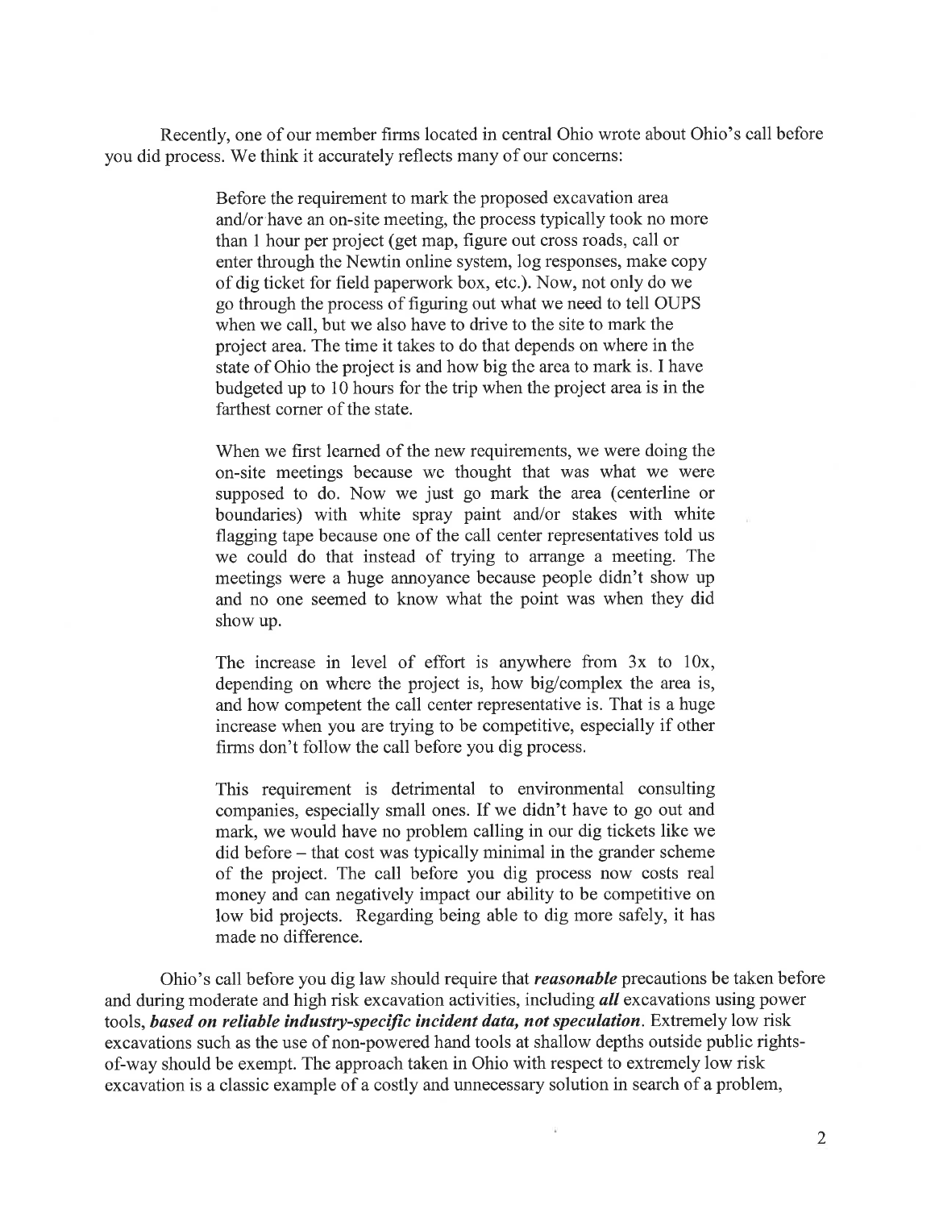Recently, one of our member firms located in central Ohio wrote about Ohio's call before you did process. We think it accurately reflects many of our concerns:

> Before the requirement to mark the proposed excavation area and/or have an on-site meeting, the process typically took no more than 1 hour per project (get map, figure out cross roads, call or enter through the Newtin online system, log responses, make copy of dig ticket for field paperwork box, etc.). Now, not only do we go through the process of figuring out what we need to tell OUPS when we call, but we also have to drive to the site to mark the project area. The time it takes to do that depends on where in the state of Ohio the project is and how big the area to mark is. I have budgeted up to 10 hours for the trip when the project area is in the farthest corner of the state.
>
> When we first learned of the new requirements, we were doing the on-site meetings because we thought that was what we were supposed to do. Now we just go mark the area (centerline or boundaries) with white spray paint and/or stakes with white flagging tape because one of the call center representatives told us we could do that instead of trying to arrange a meeting. The meetings were a huge annoyance because people didn't show up and no one seemed to know what the point was when they did show up.
>
> The increase in level of effort is anywhere from 3x to 10x, depending on where the project is, how big/complex the area is, and how competent the call center representative is. That is a huge increase when you are trying to be competitive, especially if other firms don't follow the call before you dig process.
>
> This requirement is detrimental to environmental consulting companies, especially small ones. If we didn't have to go out and mark, we would have no problem calling in our dig tickets like we did before – that cost was typically minimal in the grander scheme of the project. The call before you dig process now costs real money and can negatively impact our ability to be competitive on low bid projects. Regarding being able to dig more safely, it has made no difference.

Ohio's call before you dig law should require that ***reasonable*** precautions be taken before and during moderate and high risk excavation activities, including ***all*** excavations using power tools, ***based on reliable industry-specific incident data, not speculation***. Extremely low risk excavations such as the use of non-powered hand tools at shallow depths outside public rights-of-way should be exempt. The approach taken in Ohio with respect to extremely low risk excavation is a classic example of a costly and unnecessary solution in search of a problem,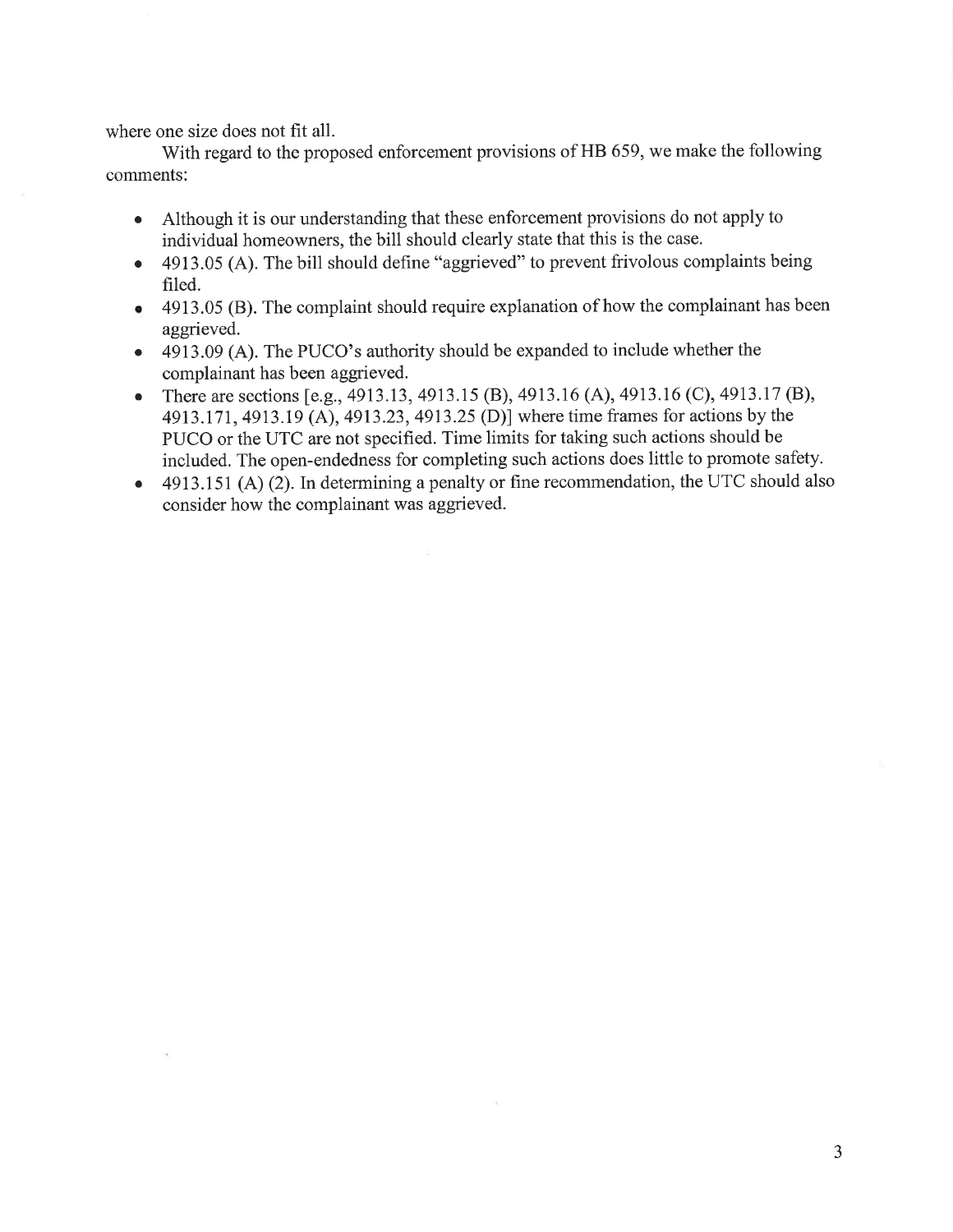where one size does not fit all.

With regard to the proposed enforcement provisions of HB 659, we make the following comments:

- Although it is our understanding that these enforcement provisions do not apply to individual homeowners, the bill should clearly state that this is the case.
- 4913.05 (A). The bill should define "aggrieved" to prevent frivolous complaints being filed.
- 4913.05 (B). The complaint should require explanation of how the complainant has been aggrieved.
- 4913.09 (A). The PUCO's authority should be expanded to include whether the complainant has been aggrieved.
- There are sections [e.g., 4913.13, 4913.15 (B), 4913.16 (A), 4913.16 (C), 4913.17 (B), 4913.171, 4913.19 (A), 4913.23, 4913.25 (D)] where time frames for actions by the PUCO or the UTC are not specified. Time limits for taking such actions should be included. The open-endedness for completing such actions does little to promote safety.
- 4913.151 (A) (2). In determining a penalty or fine recommendation, the UTC should also consider how the complainant was aggrieved.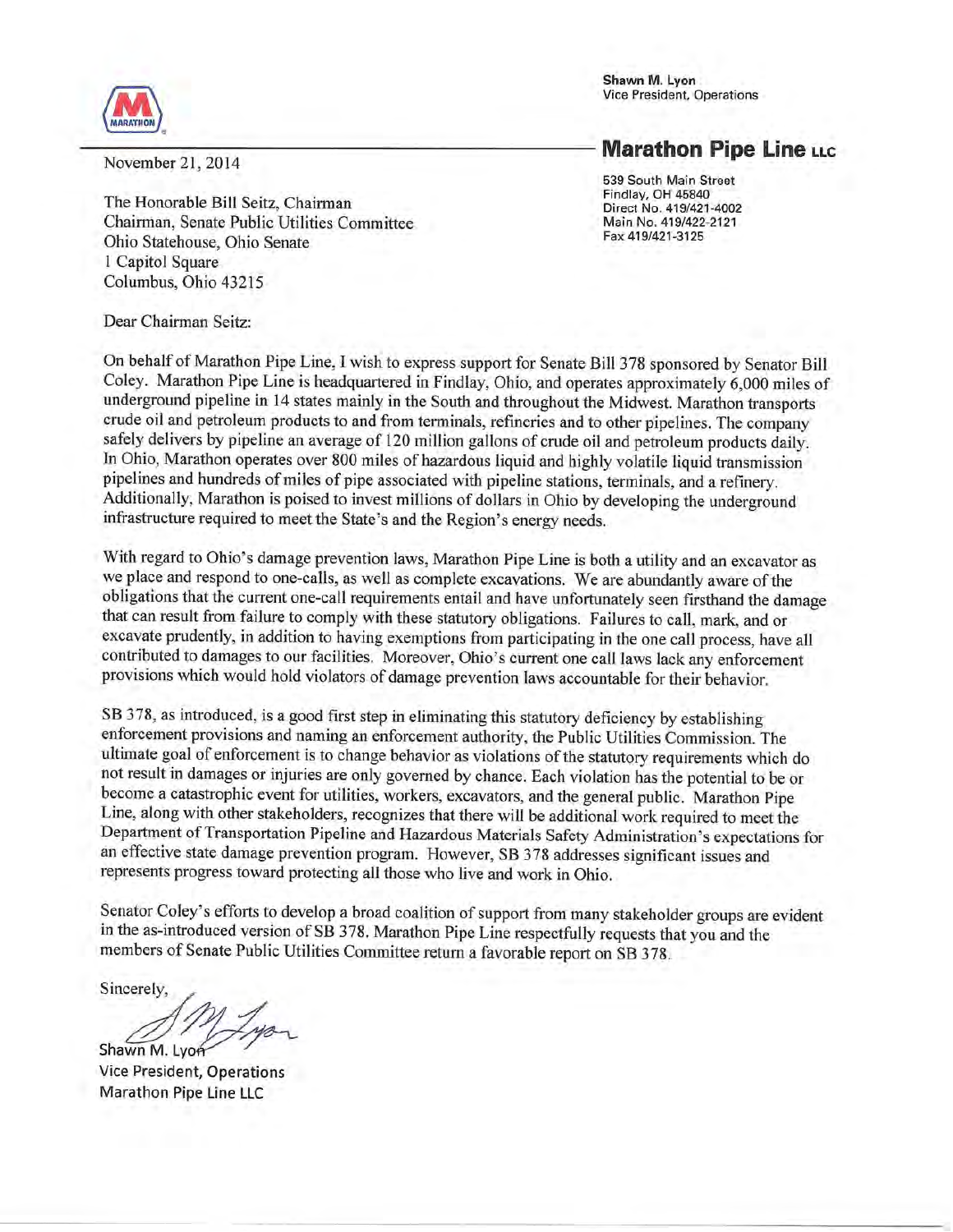MARATHON

Shawn M. Lyon
Vice President, Operations

**Marathon Pipe Line LLC**

539 South Main Street
Findlay, OH 45840
Direct No. 419/421-4002
Main No. 419/422-2121
Fax 419/421-3125

November 21, 2014

The Honorable Bill Seitz, Chairman
Chairman, Senate Public Utilities Committee
Ohio Statehouse, Ohio Senate
1 Capitol Square
Columbus, Ohio 43215

Dear Chairman Seitz:

On behalf of Marathon Pipe Line, I wish to express support for Senate Bill 378 sponsored by Senator Bill Coley. Marathon Pipe Line is headquartered in Findlay, Ohio, and operates approximately 6,000 miles of underground pipeline in 14 states mainly in the South and throughout the Midwest. Marathon transports crude oil and petroleum products to and from terminals, refineries and to other pipelines. The company safely delivers by pipeline an average of 120 million gallons of crude oil and petroleum products daily. In Ohio, Marathon operates over 800 miles of hazardous liquid and highly volatile liquid transmission pipelines and hundreds of miles of pipe associated with pipeline stations, terminals, and a refinery. Additionally, Marathon is poised to invest millions of dollars in Ohio by developing the underground infrastructure required to meet the State's and the Region's energy needs.

With regard to Ohio's damage prevention laws, Marathon Pipe Line is both a utility and an excavator as we place and respond to one-calls, as well as complete excavations. We are abundantly aware of the obligations that the current one-call requirements entail and have unfortunately seen firsthand the damage that can result from failure to comply with these statutory obligations. Failures to call, mark, and or excavate prudently, in addition to having exemptions from participating in the one call process, have all contributed to damages to our facilities. Moreover, Ohio's current one call laws lack any enforcement provisions which would hold violators of damage prevention laws accountable for their behavior.

SB 378, as introduced, is a good first step in eliminating this statutory deficiency by establishing enforcement provisions and naming an enforcement authority, the Public Utilities Commission. The ultimate goal of enforcement is to change behavior as violations of the statutory requirements which do not result in damages or injuries are only governed by chance. Each violation has the potential to be or become a catastrophic event for utilities, workers, excavators, and the general public. Marathon Pipe Line, along with other stakeholders, recognizes that there will be additional work required to meet the Department of Transportation Pipeline and Hazardous Materials Safety Administration's expectations for an effective state damage prevention program. However, SB 378 addresses significant issues and represents progress toward protecting all those who live and work in Ohio.

Senator Coley's efforts to develop a broad coalition of support from many stakeholder groups are evident in the as-introduced version of SB 378. Marathon Pipe Line respectfully requests that you and the members of Senate Public Utilities Committee return a favorable report on SB 378.

Sincerely,

Shawn M. Lyon
Vice President, Operations
Marathon Pipe Line LLC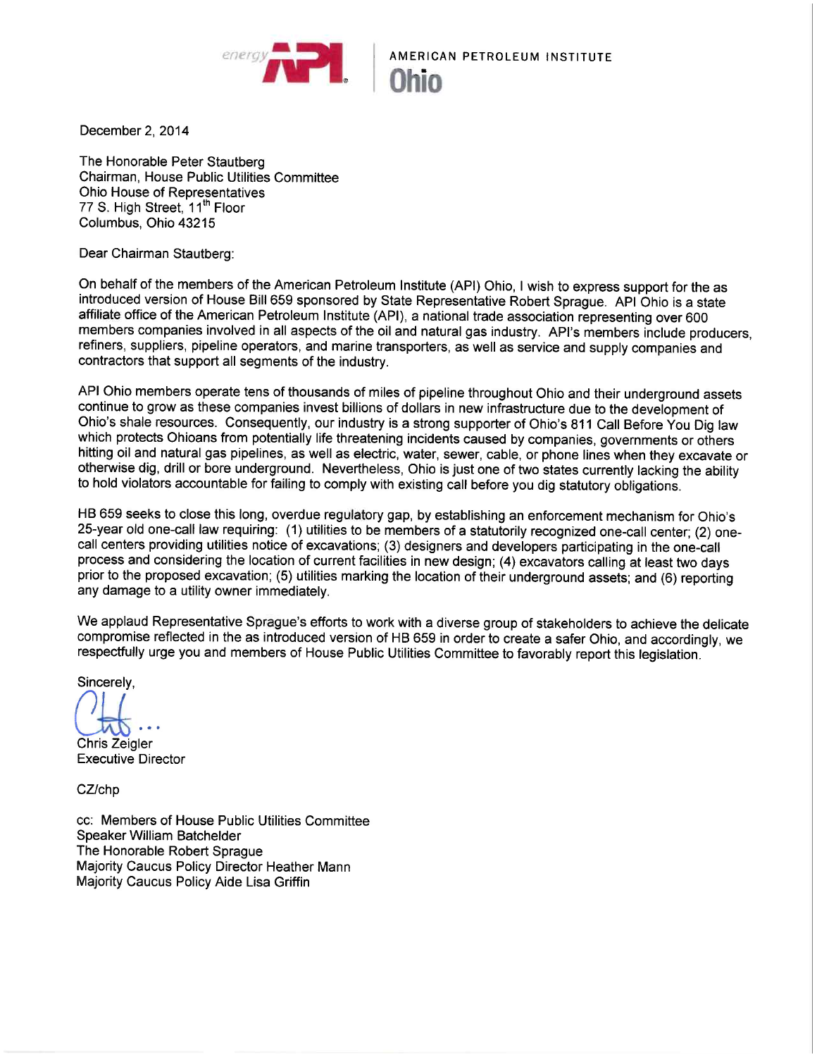energy API | AMERICAN PETROLEUM INSTITUTE Ohio

December 2, 2014

The Honorable Peter Stautberg
Chairman, House Public Utilities Committee
Ohio House of Representatives
77 S. High Street, 11th Floor
Columbus, Ohio 43215

Dear Chairman Stautberg:

On behalf of the members of the American Petroleum Institute (API) Ohio, I wish to express support for the as introduced version of House Bill 659 sponsored by State Representative Robert Sprague. API Ohio is a state affiliate office of the American Petroleum Institute (API), a national trade association representing over 600 members companies involved in all aspects of the oil and natural gas industry. API's members include producers, refiners, suppliers, pipeline operators, and marine transporters, as well as service and supply companies and contractors that support all segments of the industry.

API Ohio members operate tens of thousands of miles of pipeline throughout Ohio and their underground assets continue to grow as these companies invest billions of dollars in new infrastructure due to the development of Ohio's shale resources. Consequently, our industry is a strong supporter of Ohio's 811 Call Before You Dig law which protects Ohioans from potentially life threatening incidents caused by companies, governments or others hitting oil and natural gas pipelines, as well as electric, water, sewer, cable, or phone lines when they excavate or otherwise dig, drill or bore underground. Nevertheless, Ohio is just one of two states currently lacking the ability to hold violators accountable for failing to comply with existing call before you dig statutory obligations.

HB 659 seeks to close this long, overdue regulatory gap, by establishing an enforcement mechanism for Ohio's 25-year old one-call law requiring: (1) utilities to be members of a statutorily recognized one-call center; (2) one-call centers providing utilities notice of excavations; (3) designers and developers participating in the one-call process and considering the location of current facilities in new design; (4) excavators calling at least two days prior to the proposed excavation; (5) utilities marking the location of their underground assets; and (6) reporting any damage to a utility owner immediately.

We applaud Representative Sprague's efforts to work with a diverse group of stakeholders to achieve the delicate compromise reflected in the as introduced version of HB 659 in order to create a safer Ohio, and accordingly, we respectfully urge you and members of House Public Utilities Committee to favorably report this legislation.

Sincerely,

Chris Zeigler
Executive Director

CZ/chp

cc: Members of House Public Utilities Committee
Speaker William Batchelder
The Honorable Robert Sprague
Majority Caucus Policy Director Heather Mann
Majority Caucus Policy Aide Lisa Griffin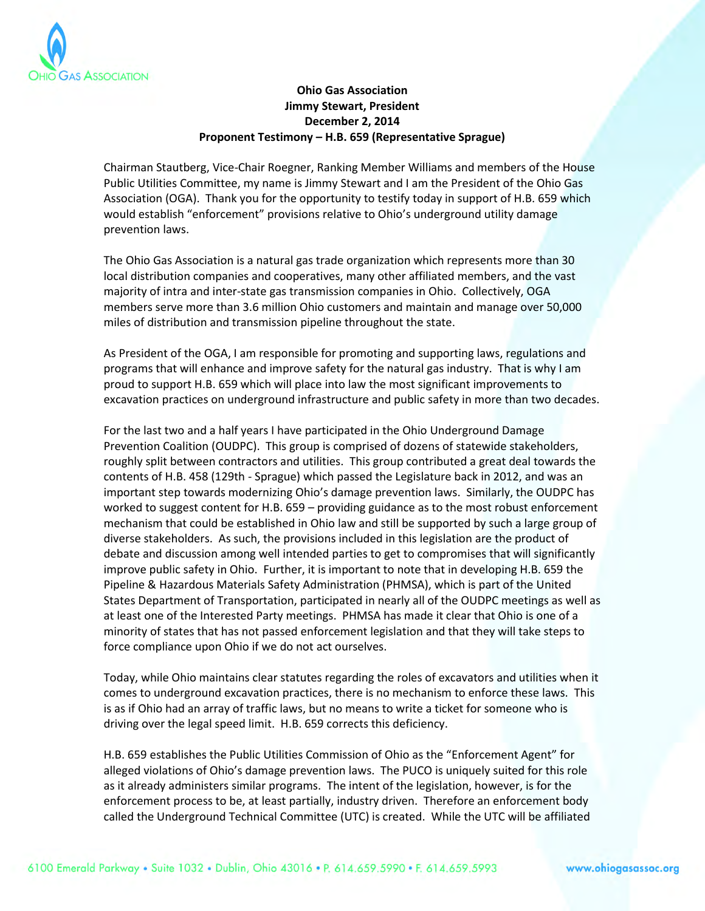**Ohio Gas Association**
**Jimmy Stewart, President**
**December 2, 2014**
**Proponent Testimony – H.B. 659 (Representative Sprague)**

Chairman Stautberg, Vice-Chair Roegner, Ranking Member Williams and members of the House Public Utilities Committee, my name is Jimmy Stewart and I am the President of the Ohio Gas Association (OGA). Thank you for the opportunity to testify today in support of H.B. 659 which would establish "enforcement" provisions relative to Ohio's underground utility damage prevention laws.

The Ohio Gas Association is a natural gas trade organization which represents more than 30 local distribution companies and cooperatives, many other affiliated members, and the vast majority of intra and inter-state gas transmission companies in Ohio. Collectively, OGA members serve more than 3.6 million Ohio customers and maintain and manage over 50,000 miles of distribution and transmission pipeline throughout the state.

As President of the OGA, I am responsible for promoting and supporting laws, regulations and programs that will enhance and improve safety for the natural gas industry. That is why I am proud to support H.B. 659 which will place into law the most significant improvements to excavation practices on underground infrastructure and public safety in more than two decades.

For the last two and a half years I have participated in the Ohio Underground Damage Prevention Coalition (OUDPC). This group is comprised of dozens of statewide stakeholders, roughly split between contractors and utilities. This group contributed a great deal towards the contents of H.B. 458 (129th - Sprague) which passed the Legislature back in 2012, and was an important step towards modernizing Ohio's damage prevention laws. Similarly, the OUDPC has worked to suggest content for H.B. 659 – providing guidance as to the most robust enforcement mechanism that could be established in Ohio law and still be supported by such a large group of diverse stakeholders. As such, the provisions included in this legislation are the product of debate and discussion among well intended parties to get to compromises that will significantly improve public safety in Ohio. Further, it is important to note that in developing H.B. 659 the Pipeline & Hazardous Materials Safety Administration (PHMSA), which is part of the United States Department of Transportation, participated in nearly all of the OUDPC meetings as well as at least one of the Interested Party meetings. PHMSA has made it clear that Ohio is one of a minority of states that has not passed enforcement legislation and that they will take steps to force compliance upon Ohio if we do not act ourselves.

Today, while Ohio maintains clear statutes regarding the roles of excavators and utilities when it comes to underground excavation practices, there is no mechanism to enforce these laws. This is as if Ohio had an array of traffic laws, but no means to write a ticket for someone who is driving over the legal speed limit. H.B. 659 corrects this deficiency.

H.B. 659 establishes the Public Utilities Commission of Ohio as the "Enforcement Agent" for alleged violations of Ohio's damage prevention laws. The PUCO is uniquely suited for this role as it already administers similar programs. The intent of the legislation, however, is for the enforcement process to be, at least partially, industry driven. Therefore an enforcement body called the Underground Technical Committee (UTC) is created. While the UTC will be affiliated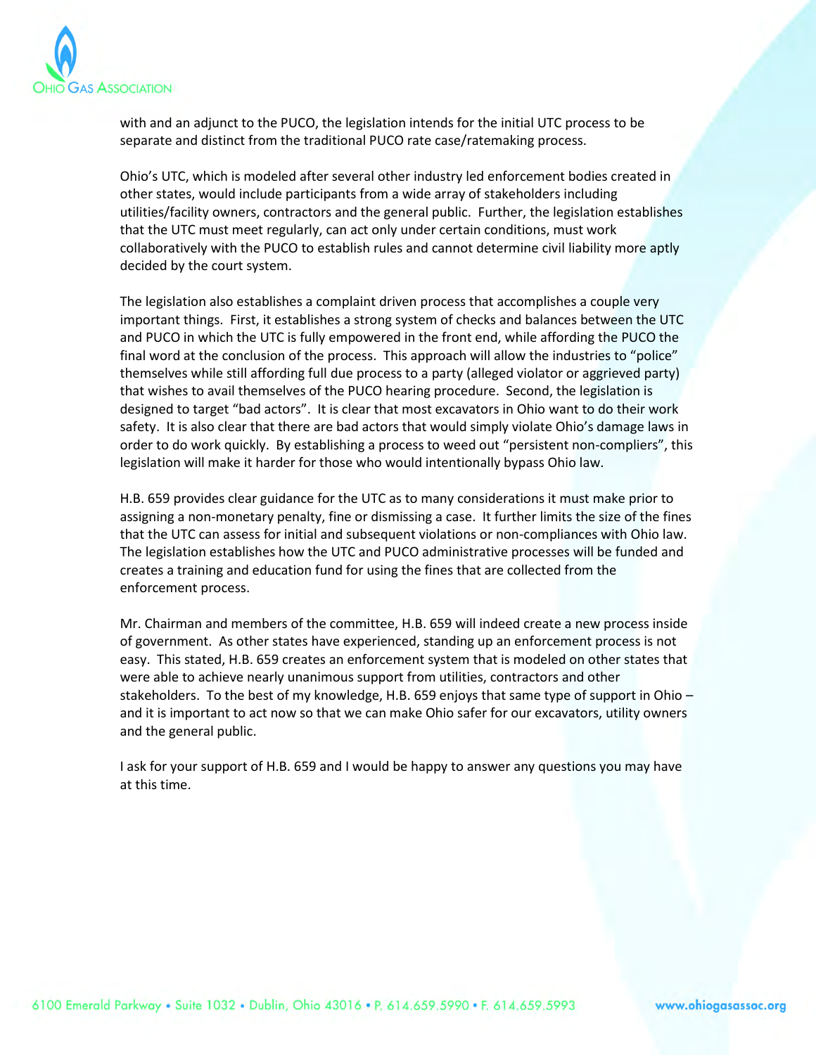with and an adjunct to the PUCO, the legislation intends for the initial UTC process to be separate and distinct from the traditional PUCO rate case/ratemaking process.

Ohio's UTC, which is modeled after several other industry led enforcement bodies created in other states, would include participants from a wide array of stakeholders including utilities/facility owners, contractors and the general public. Further, the legislation establishes that the UTC must meet regularly, can act only under certain conditions, must work collaboratively with the PUCO to establish rules and cannot determine civil liability more aptly decided by the court system.

The legislation also establishes a complaint driven process that accomplishes a couple very important things. First, it establishes a strong system of checks and balances between the UTC and PUCO in which the UTC is fully empowered in the front end, while affording the PUCO the final word at the conclusion of the process. This approach will allow the industries to "police" themselves while still affording full due process to a party (alleged violator or aggrieved party) that wishes to avail themselves of the PUCO hearing procedure. Second, the legislation is designed to target "bad actors". It is clear that most excavators in Ohio want to do their work safety. It is also clear that there are bad actors that would simply violate Ohio's damage laws in order to do work quickly. By establishing a process to weed out "persistent non-compliers", this legislation will make it harder for those who would intentionally bypass Ohio law.

H.B. 659 provides clear guidance for the UTC as to many considerations it must make prior to assigning a non-monetary penalty, fine or dismissing a case. It further limits the size of the fines that the UTC can assess for initial and subsequent violations or non-compliances with Ohio law. The legislation establishes how the UTC and PUCO administrative processes will be funded and creates a training and education fund for using the fines that are collected from the enforcement process.

Mr. Chairman and members of the committee, H.B. 659 will indeed create a new process inside of government. As other states have experienced, standing up an enforcement process is not easy. This stated, H.B. 659 creates an enforcement system that is modeled on other states that were able to achieve nearly unanimous support from utilities, contractors and other stakeholders. To the best of my knowledge, H.B. 659 enjoys that same type of support in Ohio – and it is important to act now so that we can make Ohio safer for our excavators, utility owners and the general public.

I ask for your support of H.B. 659 and I would be happy to answer any questions you may have at this time.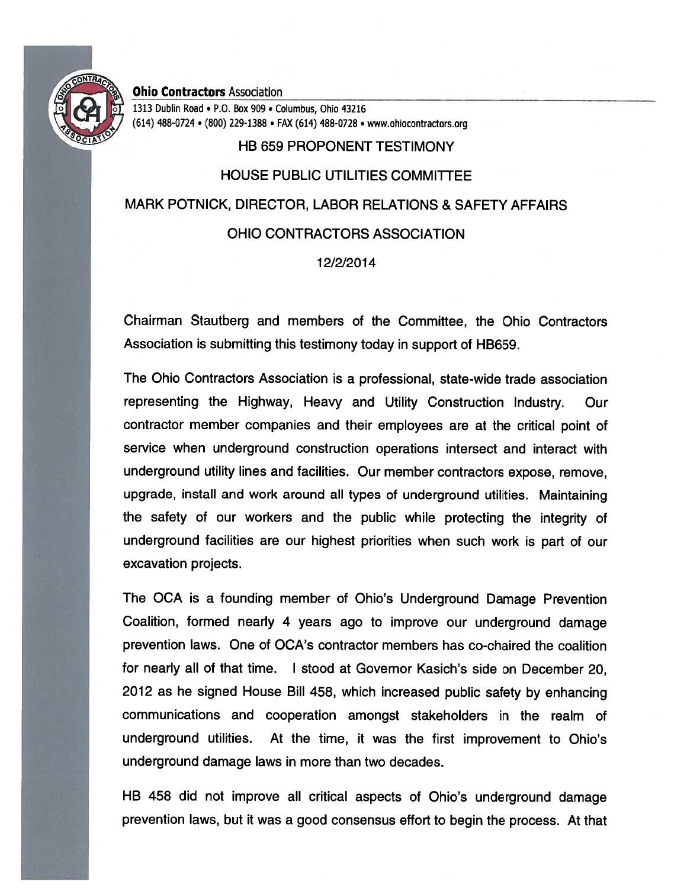**Ohio Contractors** Association

1313 Dublin Road • P.O. Box 909 • Columbus, Ohio 43216
(614) 488-0724 • (800) 229-1388 • FAX (614) 488-0728 • www.ohiocontractors.org

# HB 659 PROPONENT TESTIMONY

## HOUSE PUBLIC UTILITIES COMMITTEE

## MARK POTNICK, DIRECTOR, LABOR RELATIONS & SAFETY AFFAIRS

## OHIO CONTRACTORS ASSOCIATION

12/2/2014

Chairman Stautberg and members of the Committee, the Ohio Contractors Association is submitting this testimony today in support of HB659.

The Ohio Contractors Association is a professional, state-wide trade association representing the Highway, Heavy and Utility Construction Industry. Our contractor member companies and their employees are at the critical point of service when underground construction operations intersect and interact with underground utility lines and facilities. Our member contractors expose, remove, upgrade, install and work around all types of underground utilities. Maintaining the safety of our workers and the public while protecting the integrity of underground facilities are our highest priorities when such work is part of our excavation projects.

The OCA is a founding member of Ohio's Underground Damage Prevention Coalition, formed nearly 4 years ago to improve our underground damage prevention laws. One of OCA's contractor members has co-chaired the coalition for nearly all of that time. I stood at Governor Kasich's side on December 20, 2012 as he signed House Bill 458, which increased public safety by enhancing communications and cooperation amongst stakeholders in the realm of underground utilities. At the time, it was the first improvement to Ohio's underground damage laws in more than two decades.

HB 458 did not improve all critical aspects of Ohio's underground damage prevention laws, but it was a good consensus effort to begin the process. At that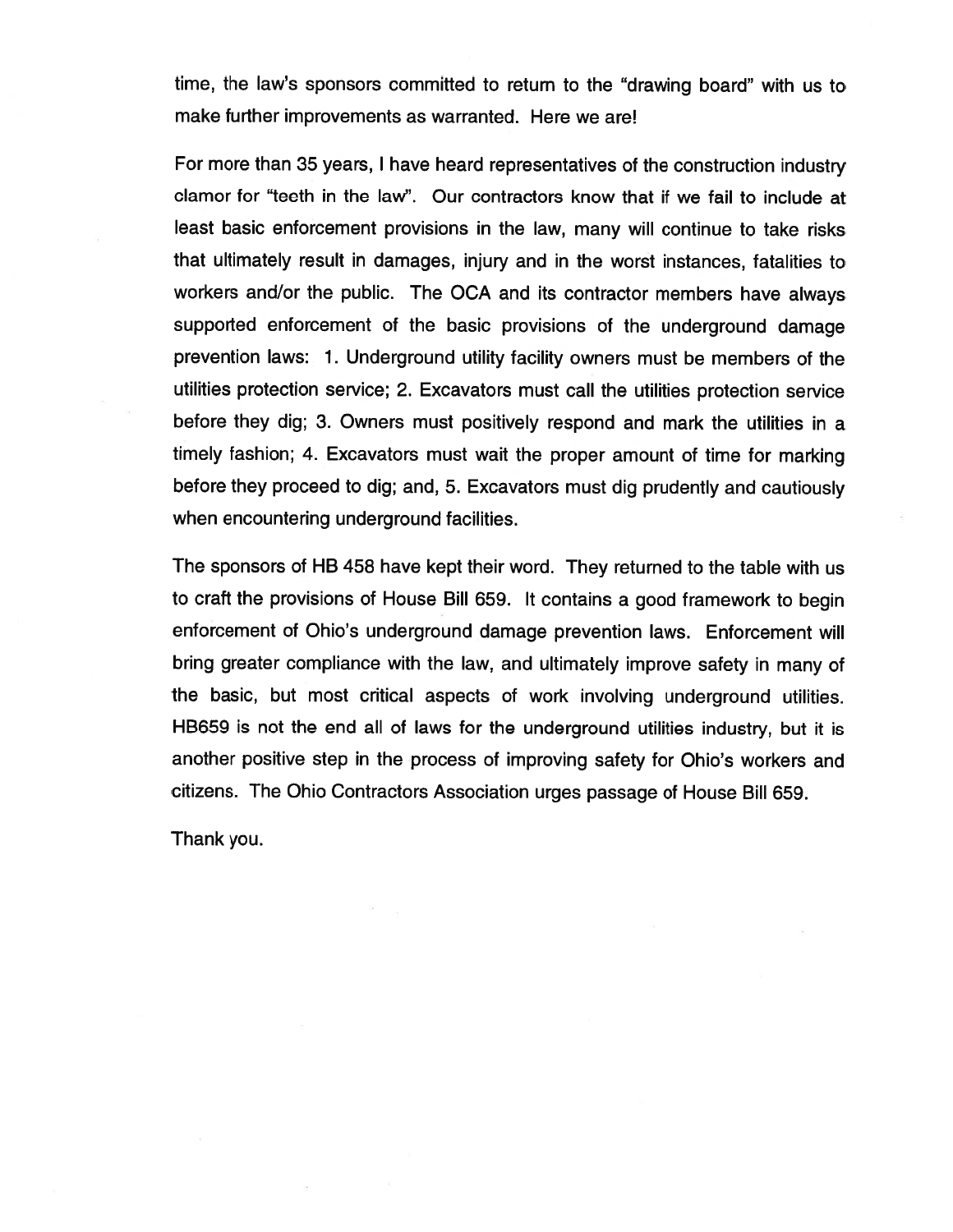time, the law's sponsors committed to return to the "drawing board" with us to make further improvements as warranted. Here we are!

For more than 35 years, I have heard representatives of the construction industry clamor for "teeth in the law". Our contractors know that if we fail to include at least basic enforcement provisions in the law, many will continue to take risks that ultimately result in damages, injury and in the worst instances, fatalities to workers and/or the public. The OCA and its contractor members have always supported enforcement of the basic provisions of the underground damage prevention laws: 1. Underground utility facility owners must be members of the utilities protection service; 2. Excavators must call the utilities protection service before they dig; 3. Owners must positively respond and mark the utilities in a timely fashion; 4. Excavators must wait the proper amount of time for marking before they proceed to dig; and, 5. Excavators must dig prudently and cautiously when encountering underground facilities.

The sponsors of HB 458 have kept their word. They returned to the table with us to craft the provisions of House Bill 659. It contains a good framework to begin enforcement of Ohio's underground damage prevention laws. Enforcement will bring greater compliance with the law, and ultimately improve safety in many of the basic, but most critical aspects of work involving underground utilities. HB659 is not the end all of laws for the underground utilities industry, but it is another positive step in the process of improving safety for Ohio's workers and citizens. The Ohio Contractors Association urges passage of House Bill 659.

Thank you.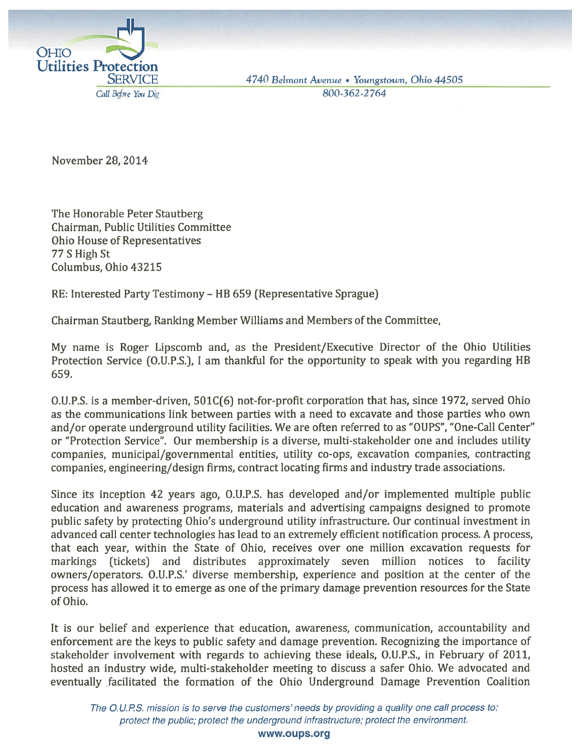OHIO Utilities Protection SERVICE

*Call Before You Dig*

*4740 Belmont Avenue • Youngstown, Ohio 44505*

800-362-2764

November 28, 2014

The Honorable Peter Stautberg
Chairman, Public Utilities Committee
Ohio House of Representatives
77 S High St
Columbus, Ohio 43215

RE: Interested Party Testimony – HB 659 (Representative Sprague)

Chairman Stautberg, Ranking Member Williams and Members of the Committee,

My name is Roger Lipscomb and, as the President/Executive Director of the Ohio Utilities Protection Service (O.U.P.S.), I am thankful for the opportunity to speak with you regarding HB 659.

O.U.P.S. is a member-driven, 501C(6) not-for-profit corporation that has, since 1972, served Ohio as the communications link between parties with a need to excavate and those parties who own and/or operate underground utility facilities. We are often referred to as "OUPS", "One-Call Center" or "Protection Service". Our membership is a diverse, multi-stakeholder one and includes utility companies, municipal/governmental entities, utility co-ops, excavation companies, contracting companies, engineering/design firms, contract locating firms and industry trade associations.

Since its inception 42 years ago, O.U.P.S. has developed and/or implemented multiple public education and awareness programs, materials and advertising campaigns designed to promote public safety by protecting Ohio's underground utility infrastructure. Our continual investment in advanced call center technologies has lead to an extremely efficient notification process. A process, that each year, within the State of Ohio, receives over one million excavation requests for markings (tickets) and distributes approximately seven million notices to facility owners/operators. O.U.P.S.' diverse membership, experience and position at the center of the process has allowed it to emerge as one of the primary damage prevention resources for the State of Ohio.

It is our belief and experience that education, awareness, communication, accountability and enforcement are the keys to public safety and damage prevention. Recognizing the importance of stakeholder involvement with regards to achieving these ideals, O.U.P.S., in February of 2011, hosted an industry wide, multi-stakeholder meeting to discuss a safer Ohio. We advocated and eventually facilitated the formation of the Ohio Underground Damage Prevention Coalition

*The O.U.P.S. mission is to serve the customers' needs by providing a quality one call process to: protect the public; protect the underground infrastructure; protect the environment.*

**www.oups.org**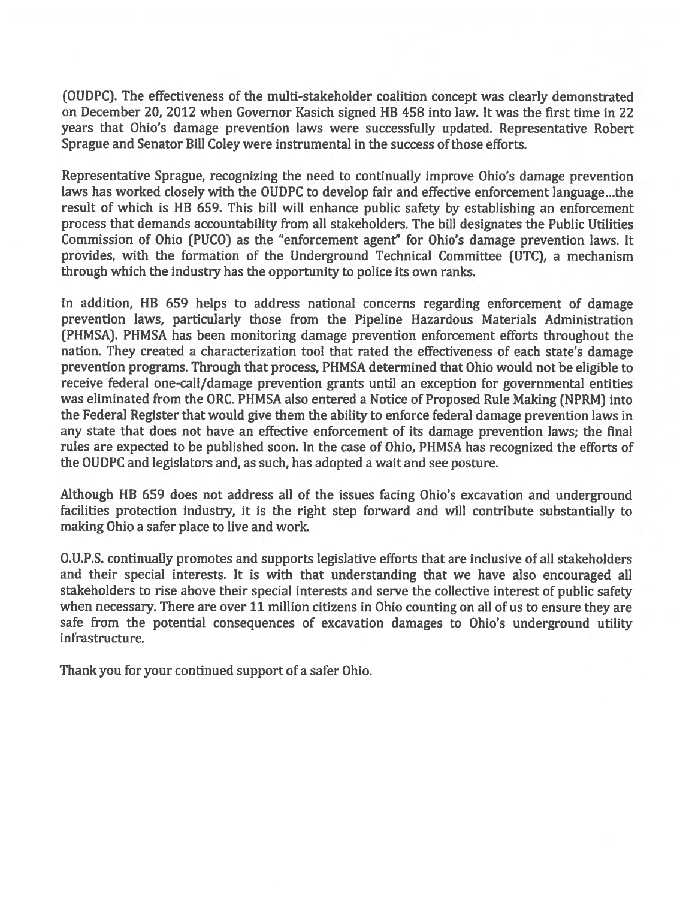(OUDPC). The effectiveness of the multi-stakeholder coalition concept was clearly demonstrated on December 20, 2012 when Governor Kasich signed HB 458 into law. It was the first time in 22 years that Ohio's damage prevention laws were successfully updated. Representative Robert Sprague and Senator Bill Coley were instrumental in the success of those efforts.

Representative Sprague, recognizing the need to continually improve Ohio's damage prevention laws has worked closely with the OUDPC to develop fair and effective enforcement language...the result of which is HB 659. This bill will enhance public safety by establishing an enforcement process that demands accountability from all stakeholders. The bill designates the Public Utilities Commission of Ohio (PUCO) as the "enforcement agent" for Ohio's damage prevention laws. It provides, with the formation of the Underground Technical Committee (UTC), a mechanism through which the industry has the opportunity to police its own ranks.

In addition, HB 659 helps to address national concerns regarding enforcement of damage prevention laws, particularly those from the Pipeline Hazardous Materials Administration (PHMSA). PHMSA has been monitoring damage prevention enforcement efforts throughout the nation. They created a characterization tool that rated the effectiveness of each state's damage prevention programs. Through that process, PHMSA determined that Ohio would not be eligible to receive federal one-call/damage prevention grants until an exception for governmental entities was eliminated from the ORC. PHMSA also entered a Notice of Proposed Rule Making (NPRM) into the Federal Register that would give them the ability to enforce federal damage prevention laws in any state that does not have an effective enforcement of its damage prevention laws; the final rules are expected to be published soon. In the case of Ohio, PHMSA has recognized the efforts of the OUDPC and legislators and, as such, has adopted a wait and see posture.

Although HB 659 does not address all of the issues facing Ohio's excavation and underground facilities protection industry, it is the right step forward and will contribute substantially to making Ohio a safer place to live and work.

O.U.P.S. continually promotes and supports legislative efforts that are inclusive of all stakeholders and their special interests. It is with that understanding that we have also encouraged all stakeholders to rise above their special interests and serve the collective interest of public safety when necessary. There are over 11 million citizens in Ohio counting on all of us to ensure they are safe from the potential consequences of excavation damages to Ohio's underground utility infrastructure.

Thank you for your continued support of a safer Ohio.